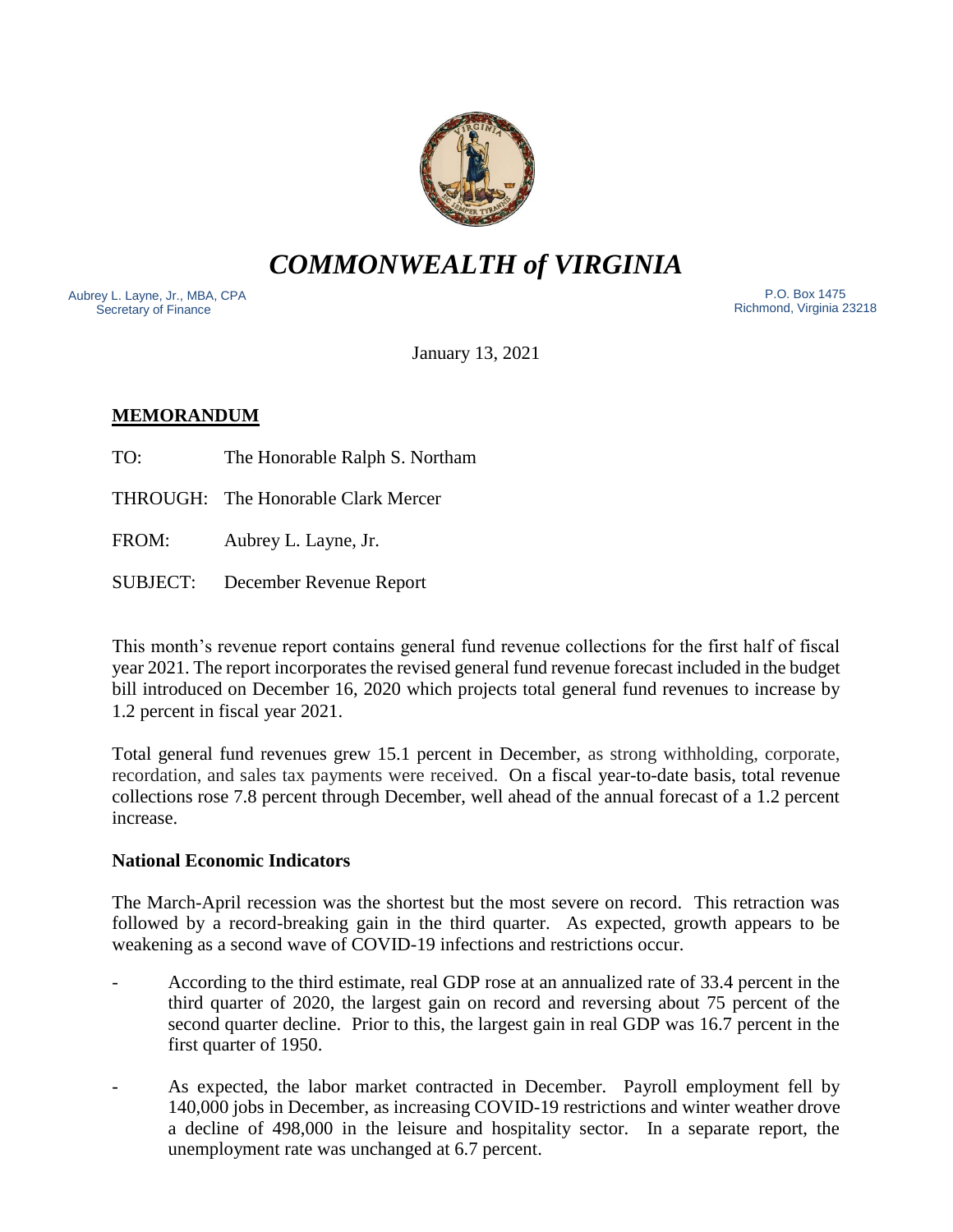# *COMMONWEALTH of VIRGINIA*

Aubrey L. Layne, Jr., MBA, CPA
Secretary of Finance

P.O. Box 1475
Richmond, Virginia 23218

January 13, 2021

**MEMORANDUM**

TO: The Honorable Ralph S. Northam

THROUGH: The Honorable Clark Mercer

FROM: Aubrey L. Layne, Jr.

SUBJECT: December Revenue Report

This month's revenue report contains general fund revenue collections for the first half of fiscal year 2021. The report incorporates the revised general fund revenue forecast included in the budget bill introduced on December 16, 2020 which projects total general fund revenues to increase by 1.2 percent in fiscal year 2021.

Total general fund revenues grew 15.1 percent in December, as strong withholding, corporate, recordation, and sales tax payments were received. On a fiscal year-to-date basis, total revenue collections rose 7.8 percent through December, well ahead of the annual forecast of a 1.2 percent increase.

**National Economic Indicators**

The March-April recession was the shortest but the most severe on record. This retraction was followed by a record-breaking gain in the third quarter. As expected, growth appears to be weakening as a second wave of COVID-19 infections and restrictions occur.

- According to the third estimate, real GDP rose at an annualized rate of 33.4 percent in the third quarter of 2020, the largest gain on record and reversing about 75 percent of the second quarter decline. Prior to this, the largest gain in real GDP was 16.7 percent in the first quarter of 1950.

- As expected, the labor market contracted in December. Payroll employment fell by 140,000 jobs in December, as increasing COVID-19 restrictions and winter weather drove a decline of 498,000 in the leisure and hospitality sector. In a separate report, the unemployment rate was unchanged at 6.7 percent.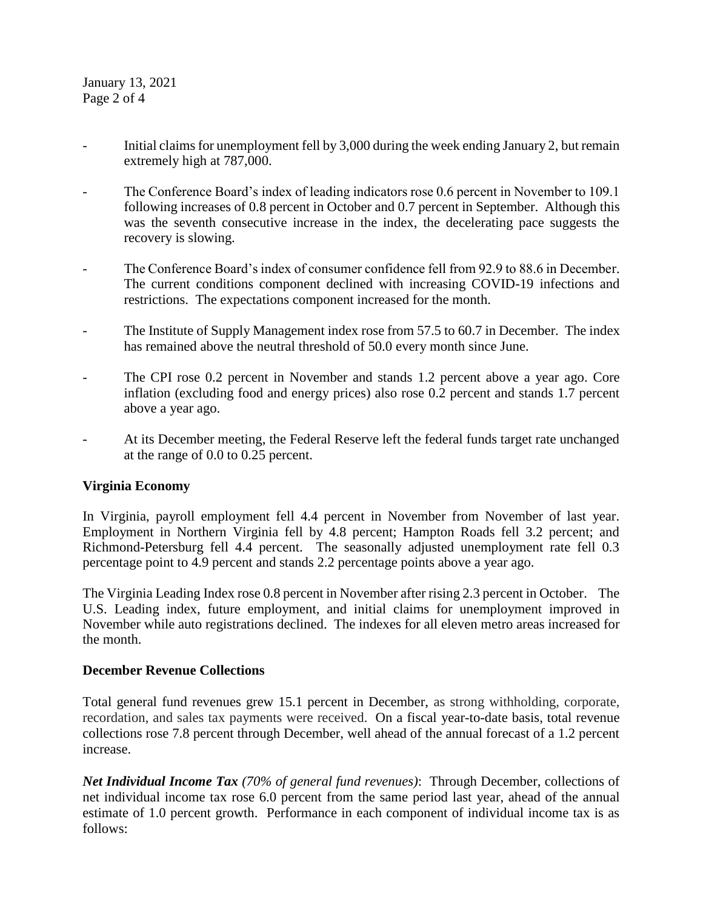- Initial claims for unemployment fell by 3,000 during the week ending January 2, but remain extremely high at 787,000.

- The Conference Board's index of leading indicators rose 0.6 percent in November to 109.1 following increases of 0.8 percent in October and 0.7 percent in September. Although this was the seventh consecutive increase in the index, the decelerating pace suggests the recovery is slowing.

- The Conference Board's index of consumer confidence fell from 92.9 to 88.6 in December. The current conditions component declined with increasing COVID-19 infections and restrictions. The expectations component increased for the month.

- The Institute of Supply Management index rose from 57.5 to 60.7 in December. The index has remained above the neutral threshold of 50.0 every month since June.

- The CPI rose 0.2 percent in November and stands 1.2 percent above a year ago. Core inflation (excluding food and energy prices) also rose 0.2 percent and stands 1.7 percent above a year ago.

- At its December meeting, the Federal Reserve left the federal funds target rate unchanged at the range of 0.0 to 0.25 percent.

**Virginia Economy**

In Virginia, payroll employment fell 4.4 percent in November from November of last year. Employment in Northern Virginia fell by 4.8 percent; Hampton Roads fell 3.2 percent; and Richmond-Petersburg fell 4.4 percent. The seasonally adjusted unemployment rate fell 0.3 percentage point to 4.9 percent and stands 2.2 percentage points above a year ago.

The Virginia Leading Index rose 0.8 percent in November after rising 2.3 percent in October. The U.S. Leading index, future employment, and initial claims for unemployment improved in November while auto registrations declined. The indexes for all eleven metro areas increased for the month.

**December Revenue Collections**

Total general fund revenues grew 15.1 percent in December, as strong withholding, corporate, recordation, and sales tax payments were received. On a fiscal year-to-date basis, total revenue collections rose 7.8 percent through December, well ahead of the annual forecast of a 1.2 percent increase.

***Net Individual Income Tax*** *(70% of general fund revenues)*: Through December, collections of net individual income tax rose 6.0 percent from the same period last year, ahead of the annual estimate of 1.0 percent growth. Performance in each component of individual income tax is as follows: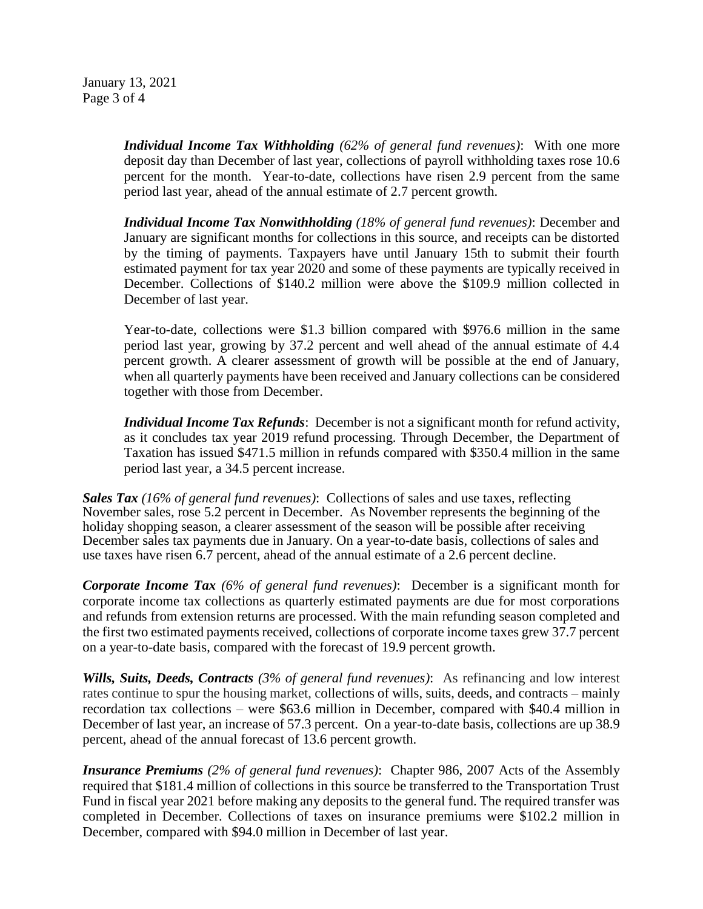***Individual Income Tax Withholding*** *(62% of general fund revenues)*: With one more deposit day than December of last year, collections of payroll withholding taxes rose 10.6 percent for the month. Year-to-date, collections have risen 2.9 percent from the same period last year, ahead of the annual estimate of 2.7 percent growth.

***Individual Income Tax Nonwithholding*** *(18% of general fund revenues)*: December and January are significant months for collections in this source, and receipts can be distorted by the timing of payments. Taxpayers have until January 15th to submit their fourth estimated payment for tax year 2020 and some of these payments are typically received in December. Collections of $140.2 million were above the $109.9 million collected in December of last year.

Year-to-date, collections were $1.3 billion compared with $976.6 million in the same period last year, growing by 37.2 percent and well ahead of the annual estimate of 4.4 percent growth. A clearer assessment of growth will be possible at the end of January, when all quarterly payments have been received and January collections can be considered together with those from December.

***Individual Income Tax Refunds***: December is not a significant month for refund activity, as it concludes tax year 2019 refund processing. Through December, the Department of Taxation has issued $471.5 million in refunds compared with $350.4 million in the same period last year, a 34.5 percent increase.

***Sales Tax*** *(16% of general fund revenues)*: Collections of sales and use taxes, reflecting November sales, rose 5.2 percent in December. As November represents the beginning of the holiday shopping season, a clearer assessment of the season will be possible after receiving December sales tax payments due in January. On a year-to-date basis, collections of sales and use taxes have risen 6.7 percent, ahead of the annual estimate of a 2.6 percent decline.

***Corporate Income Tax*** *(6% of general fund revenues)*: December is a significant month for corporate income tax collections as quarterly estimated payments are due for most corporations and refunds from extension returns are processed. With the main refunding season completed and the first two estimated payments received, collections of corporate income taxes grew 37.7 percent on a year-to-date basis, compared with the forecast of 19.9 percent growth.

***Wills, Suits, Deeds, Contracts*** *(3% of general fund revenues)*: As refinancing and low interest rates continue to spur the housing market, collections of wills, suits, deeds, and contracts – mainly recordation tax collections – were $63.6 million in December, compared with $40.4 million in December of last year, an increase of 57.3 percent. On a year-to-date basis, collections are up 38.9 percent, ahead of the annual forecast of 13.6 percent growth.

***Insurance Premiums*** *(2% of general fund revenues)*: Chapter 986, 2007 Acts of the Assembly required that $181.4 million of collections in this source be transferred to the Transportation Trust Fund in fiscal year 2021 before making any deposits to the general fund. The required transfer was completed in December. Collections of taxes on insurance premiums were $102.2 million in December, compared with $94.0 million in December of last year.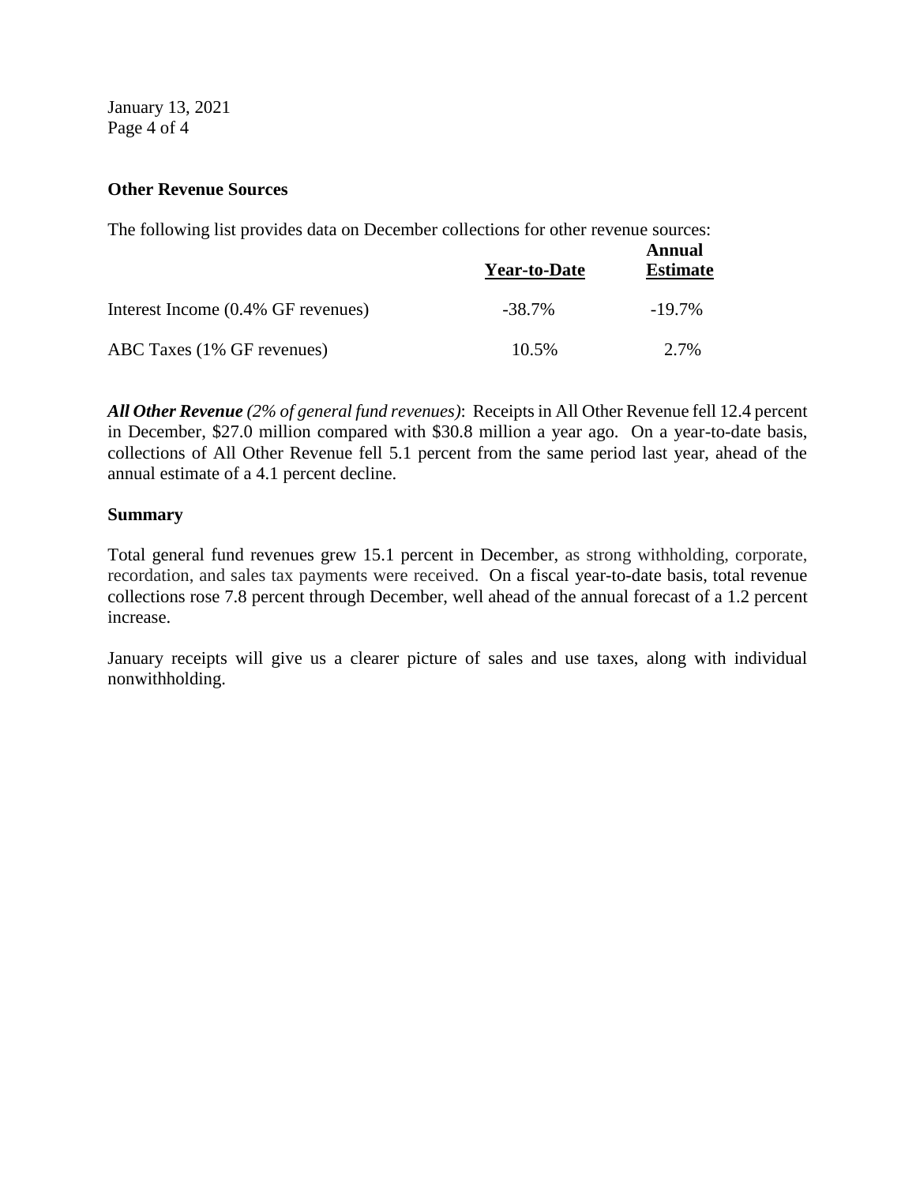## Other Revenue Sources

The following list provides data on December collections for other revenue sources:

| | Year-to-Date | Annual Estimate |
|---|---|---|
| Interest Income (0.4% GF revenues) | -38.7% | -19.7% |
| ABC Taxes (1% GF revenues) | 10.5% | 2.7% |

***All Other Revenue*** *(2% of general fund revenues)*: Receipts in All Other Revenue fell 12.4 percent in December, $27.0 million compared with $30.8 million a year ago. On a year-to-date basis, collections of All Other Revenue fell 5.1 percent from the same period last year, ahead of the annual estimate of a 4.1 percent decline.

## Summary

Total general fund revenues grew 15.1 percent in December, as strong withholding, corporate, recordation, and sales tax payments were received. On a fiscal year-to-date basis, total revenue collections rose 7.8 percent through December, well ahead of the annual forecast of a 1.2 percent increase.

January receipts will give us a clearer picture of sales and use taxes, along with individual nonwithholding.